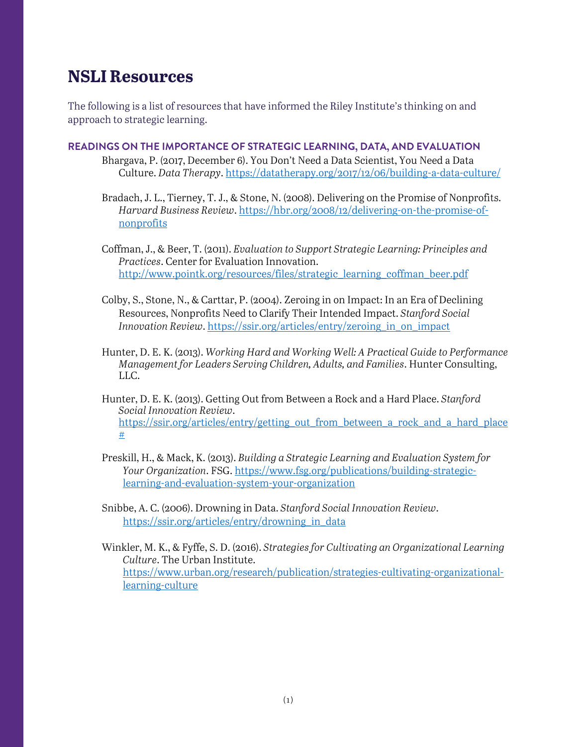# NSLI Resources

The following is a list of resources that have informed the Riley Institute's thinking on and approach to strategic learning.

## READINGS ON THE IMPORTANCE OF STRATEGIC LEARNING, DATA, AND EVALUATION

Bhargava, P. (2017, December 6). You Don't Need a Data Scientist, You Need a Data Culture. *Data Therapy*. https://datatherapy.org/2017/12/06/building-a-data-culture/

Bradach, J. L., Tierney, T. J., & Stone, N. (2008). Delivering on the Promise of Nonprofits. *Harvard Business Review*. https://hbr.org/2008/12/delivering-on-the-promise-of-nonprofits

Coffman, J., & Beer, T. (2011). *Evaluation to Support Strategic Learning: Principles and Practices*. Center for Evaluation Innovation. http://www.pointk.org/resources/files/strategic_learning_coffman_beer.pdf

Colby, S., Stone, N., & Carttar, P. (2004). Zeroing in on Impact: In an Era of Declining Resources, Nonprofits Need to Clarify Their Intended Impact. *Stanford Social Innovation Review*. https://ssir.org/articles/entry/zeroing_in_on_impact

Hunter, D. E. K. (2013). *Working Hard and Working Well: A Practical Guide to Performance Management for Leaders Serving Children, Adults, and Families*. Hunter Consulting, LLC.

Hunter, D. E. K. (2013). Getting Out from Between a Rock and a Hard Place. *Stanford Social Innovation Review*. https://ssir.org/articles/entry/getting_out_from_between_a_rock_and_a_hard_place#

Preskill, H., & Mack, K. (2013). *Building a Strategic Learning and Evaluation System for Your Organization*. FSG. https://www.fsg.org/publications/building-strategic-learning-and-evaluation-system-your-organization

Snibbe, A. C. (2006). Drowning in Data. *Stanford Social Innovation Review*. https://ssir.org/articles/entry/drowning_in_data

Winkler, M. K., & Fyffe, S. D. (2016). *Strategies for Cultivating an Organizational Learning Culture*. The Urban Institute. https://www.urban.org/research/publication/strategies-cultivating-organizational-learning-culture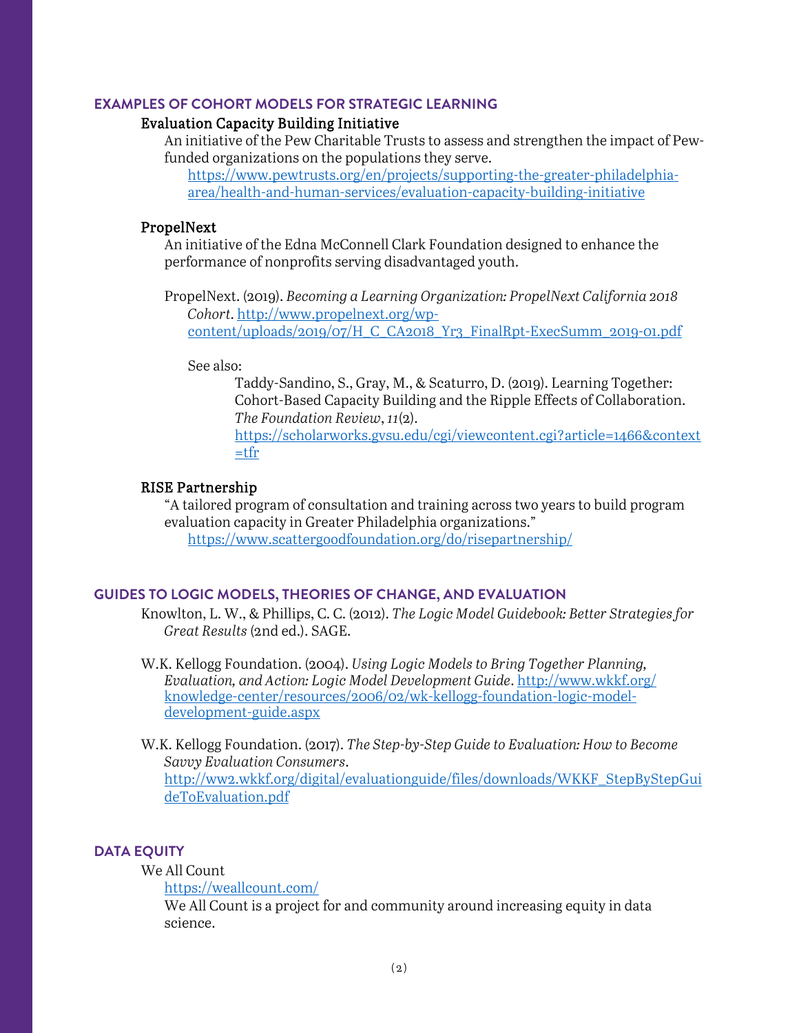## EXAMPLES OF COHORT MODELS FOR STRATEGIC LEARNING

### Evaluation Capacity Building Initiative

An initiative of the Pew Charitable Trusts to assess and strengthen the impact of Pew-funded organizations on the populations they serve.

https://www.pewtrusts.org/en/projects/supporting-the-greater-philadelphia-area/health-and-human-services/evaluation-capacity-building-initiative

### PropelNext

An initiative of the Edna McConnell Clark Foundation designed to enhance the performance of nonprofits serving disadvantaged youth.

PropelNext. (2019). *Becoming a Learning Organization: PropelNext California 2018 Cohort*. http://www.propelnext.org/wp-content/uploads/2019/07/H_C_CA2018_Yr3_FinalRpt-ExecSumm_2019-01.pdf

See also:

Taddy-Sandino, S., Gray, M., & Scaturro, D. (2019). Learning Together: Cohort-Based Capacity Building and the Ripple Effects of Collaboration. *The Foundation Review*, *11*(2). https://scholarworks.gvsu.edu/cgi/viewcontent.cgi?article=1466&context=tfr

### RISE Partnership

"A tailored program of consultation and training across two years to build program evaluation capacity in Greater Philadelphia organizations."

https://www.scattergoodfoundation.org/do/risepartnership/

## GUIDES TO LOGIC MODELS, THEORIES OF CHANGE, AND EVALUATION

Knowlton, L. W., & Phillips, C. C. (2012). *The Logic Model Guidebook: Better Strategies for Great Results* (2nd ed.). SAGE.

W.K. Kellogg Foundation. (2004). *Using Logic Models to Bring Together Planning, Evaluation, and Action: Logic Model Development Guide*. http://www.wkkf.org/knowledge-center/resources/2006/02/wk-kellogg-foundation-logic-model-development-guide.aspx

W.K. Kellogg Foundation. (2017). *The Step-by-Step Guide to Evaluation: How to Become Savvy Evaluation Consumers*. http://ww2.wkkf.org/digital/evaluationguide/files/downloads/WKKF_StepByStepGuideToEvaluation.pdf

## DATA EQUITY

We All Count

https://weallcount.com/

We All Count is a project for and community around increasing equity in data science.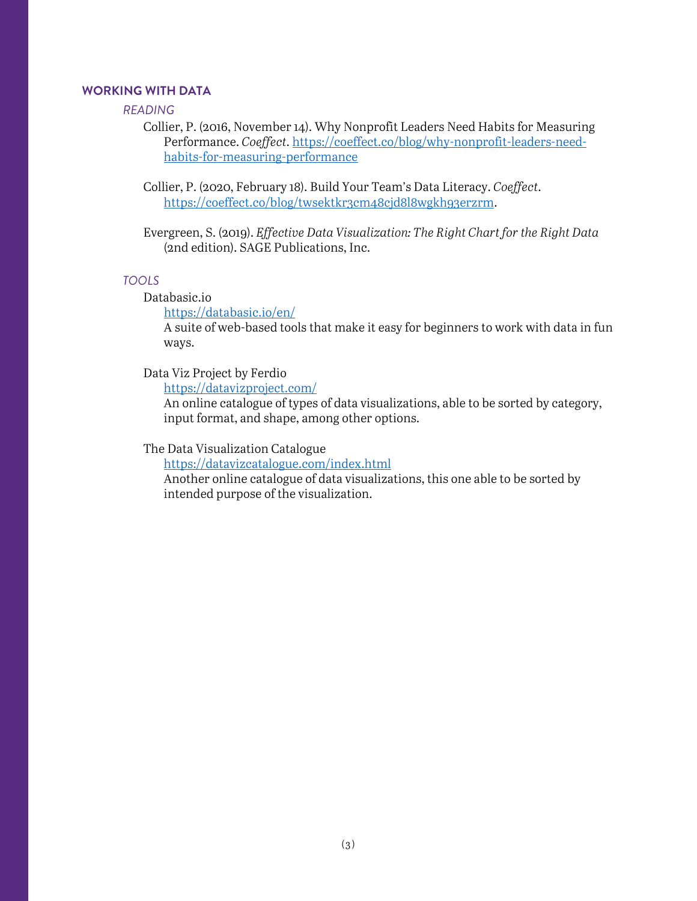## WORKING WITH DATA

### *READING*

Collier, P. (2016, November 14). Why Nonprofit Leaders Need Habits for Measuring Performance. *Coeffect*. https://coeffect.co/blog/why-nonprofit-leaders-need-habits-for-measuring-performance

Collier, P. (2020, February 18). Build Your Team's Data Literacy. *Coeffect*. https://coeffect.co/blog/twsektkr3cm48cjd8l8wgkh93erzrm.

Evergreen, S. (2019). *Effective Data Visualization: The Right Chart for the Right Data* (2nd edition). SAGE Publications, Inc.

### *TOOLS*

Databasic.io
https://databasic.io/en/
A suite of web-based tools that make it easy for beginners to work with data in fun ways.

Data Viz Project by Ferdio
https://datavizproject.com/
An online catalogue of types of data visualizations, able to be sorted by category, input format, and shape, among other options.

The Data Visualization Catalogue
https://datavizcatalogue.com/index.html
Another online catalogue of data visualizations, this one able to be sorted by intended purpose of the visualization.